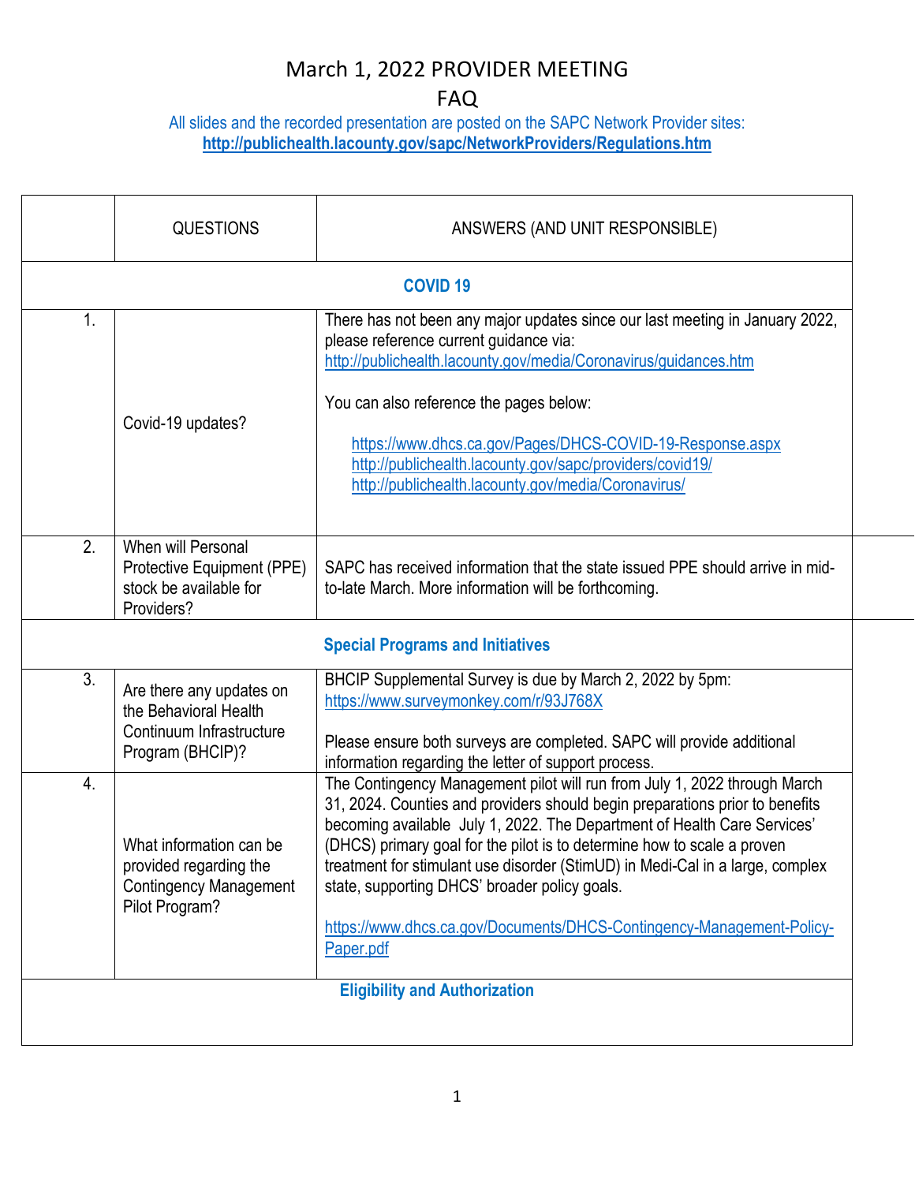# March 1, 2022 PROVIDER MEETING

## FAQ

All slides and the recorded presentation are posted on the SAPC Network Provider sites:
**http://publichealth.lacounty.gov/sapc/NetworkProviders/Regulations.htm**

| | QUESTIONS | ANSWERS (AND UNIT RESPONSIBLE) |
|---|---|---|
| | **COVID 19** | |
| 1. | Covid-19 updates? | There has not been any major updates since our last meeting in January 2022, please reference current guidance via: http://publichealth.lacounty.gov/media/Coronavirus/guidances.htm<br><br>You can also reference the pages below:<br><br>https://www.dhcs.ca.gov/Pages/DHCS-COVID-19-Response.aspx<br>http://publichealth.lacounty.gov/sapc/providers/covid19/<br>http://publichealth.lacounty.gov/media/Coronavirus/ |
| 2. | When will Personal Protective Equipment (PPE) stock be available for Providers? | SAPC has received information that the state issued PPE should arrive in mid-to-late March. More information will be forthcoming. |
| | **Special Programs and Initiatives** | |
| 3. | Are there any updates on the Behavioral Health Continuum Infrastructure Program (BHCIP)? | BHCIP Supplemental Survey is due by March 2, 2022 by 5pm: https://www.surveymonkey.com/r/93J768X<br><br>Please ensure both surveys are completed. SAPC will provide additional information regarding the letter of support process. |
| 4. | What information can be provided regarding the Contingency Management Pilot Program? | The Contingency Management pilot will run from July 1, 2022 through March 31, 2024. Counties and providers should begin preparations prior to benefits becoming available July 1, 2022. The Department of Health Care Services' (DHCS) primary goal for the pilot is to determine how to scale a proven treatment for stimulant use disorder (StimUD) in Medi-Cal in a large, complex state, supporting DHCS' broader policy goals.<br><br>https://www.dhcs.ca.gov/Documents/DHCS-Contingency-Management-Policy-Paper.pdf |
| | **Eligibility and Authorization** | |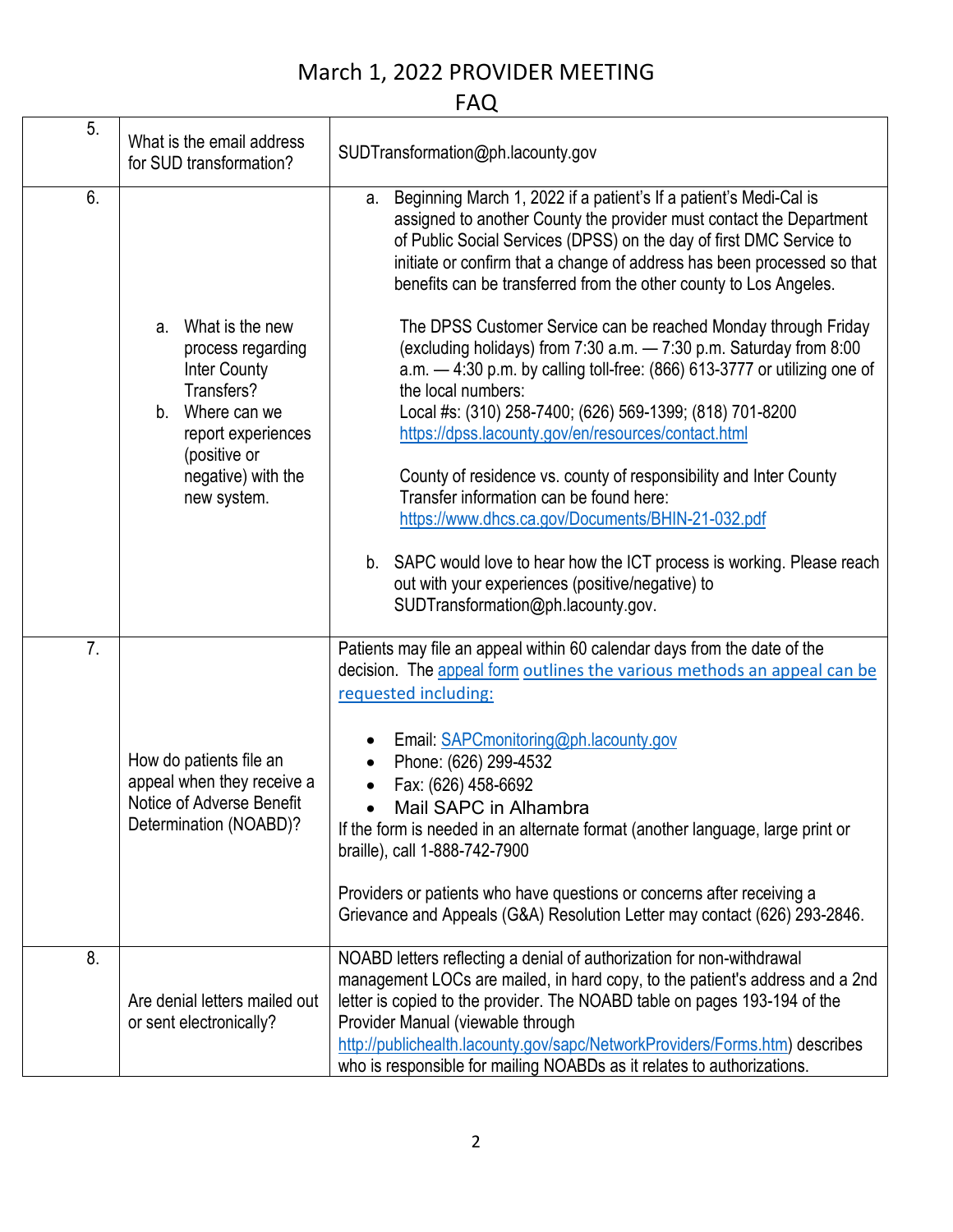# March 1, 2022 PROVIDER MEETING

## FAQ

| | | |
|---|---|---|
| 5. | What is the email address for SUD transformation? | SUDTransformation@ph.lacounty.gov |
| 6. | a. What is the new process regarding Inter County Transfers?<br>b. Where can we report experiences (positive or negative) with the new system. | a. Beginning March 1, 2022 if a patient's If a patient's Medi-Cal is assigned to another County the provider must contact the Department of Public Social Services (DPSS) on the day of first DMC Service to initiate or confirm that a change of address has been processed so that benefits can be transferred from the other county to Los Angeles.<br><br>The DPSS Customer Service can be reached Monday through Friday (excluding holidays) from 7:30 a.m. — 7:30 p.m. Saturday from 8:00 a.m. — 4:30 p.m. by calling toll-free: (866) 613-3777 or utilizing one of the local numbers:<br>Local #s: (310) 258-7400; (626) 569-1399; (818) 701-8200<br>https://dpss.lacounty.gov/en/resources/contact.html<br><br>County of residence vs. county of responsibility and Inter County Transfer information can be found here:<br>https://www.dhcs.ca.gov/Documents/BHIN-21-032.pdf<br><br>b. SAPC would love to hear how the ICT process is working. Please reach out with your experiences (positive/negative) to SUDTransformation@ph.lacounty.gov. |
| 7. | How do patients file an appeal when they receive a Notice of Adverse Benefit Determination (NOABD)? | Patients may file an appeal within 60 calendar days from the date of the decision. The appeal form outlines the various methods an appeal can be requested including:<br><br>• Email: SAPCmonitoring@ph.lacounty.gov<br>• Phone: (626) 299-4532<br>• Fax: (626) 458-6692<br>• Mail SAPC in Alhambra<br><br>If the form is needed in an alternate format (another language, large print or braille), call 1-888-742-7900<br><br>Providers or patients who have questions or concerns after receiving a Grievance and Appeals (G&A) Resolution Letter may contact (626) 293-2846. |
| 8. | Are denial letters mailed out or sent electronically? | NOABD letters reflecting a denial of authorization for non-withdrawal management LOCs are mailed, in hard copy, to the patient's address and a 2nd letter is copied to the provider. The NOABD table on pages 193-194 of the Provider Manual (viewable through http://publichealth.lacounty.gov/sapc/NetworkProviders/Forms.htm) describes who is responsible for mailing NOABDs as it relates to authorizations. |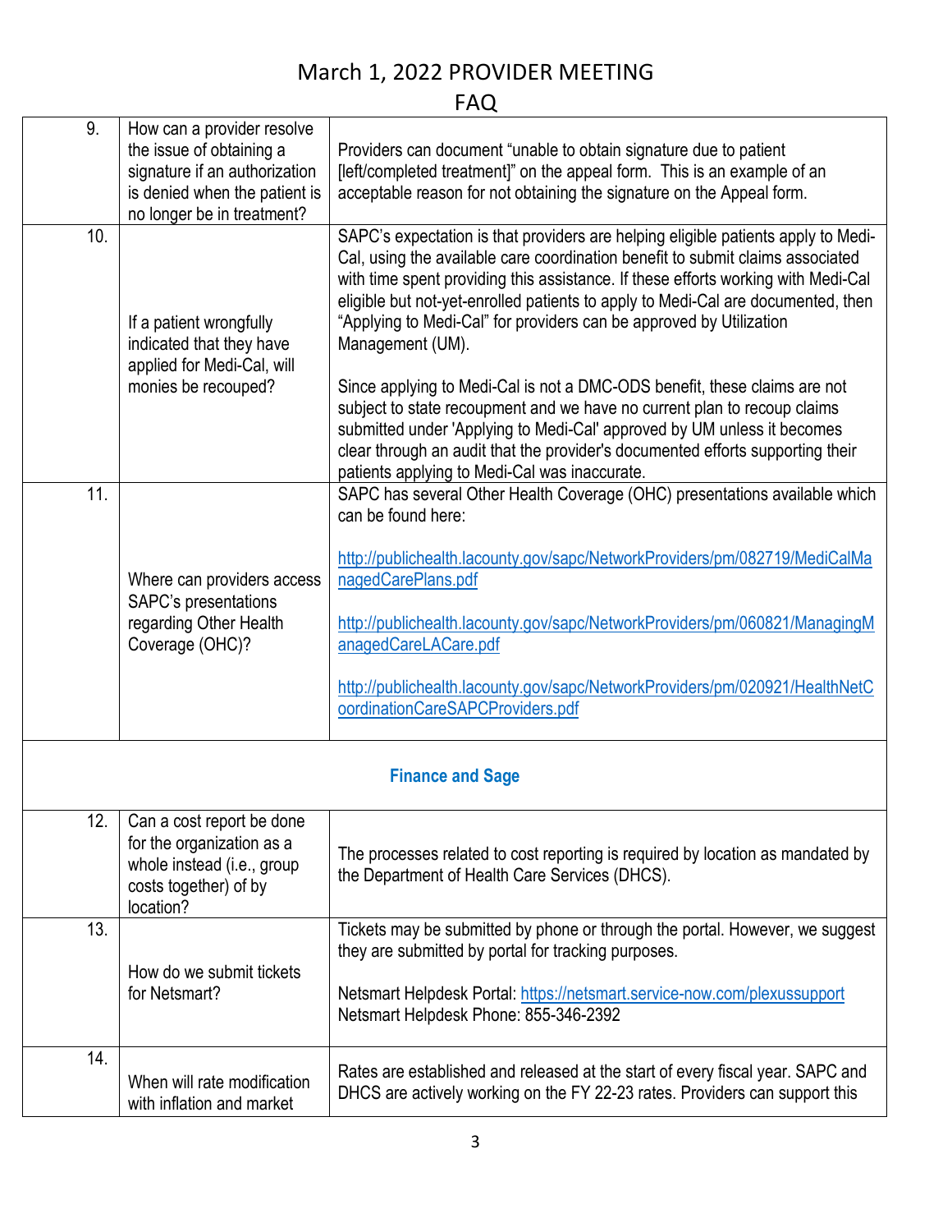# March 1, 2022 PROVIDER MEETING

## FAQ

| | | |
|---|---|---|
| 9. | How can a provider resolve the issue of obtaining a signature if an authorization is denied when the patient is no longer be in treatment? | Providers can document "unable to obtain signature due to patient [left/completed treatment]" on the appeal form. This is an example of an acceptable reason for not obtaining the signature on the Appeal form. |
| 10. | If a patient wrongfully indicated that they have applied for Medi-Cal, will monies be recouped? | SAPC's expectation is that providers are helping eligible patients apply to Medi-Cal, using the available care coordination benefit to submit claims associated with time spent providing this assistance. If these efforts working with Medi-Cal eligible but not-yet-enrolled patients to apply to Medi-Cal are documented, then "Applying to Medi-Cal" for providers can be approved by Utilization Management (UM).<br><br>Since applying to Medi-Cal is not a DMC-ODS benefit, these claims are not subject to state recoupment and we have no current plan to recoup claims submitted under 'Applying to Medi-Cal' approved by UM unless it becomes clear through an audit that the provider's documented efforts supporting their patients applying to Medi-Cal was inaccurate. |
| 11. | Where can providers access SAPC's presentations regarding Other Health Coverage (OHC)? | SAPC has several Other Health Coverage (OHC) presentations available which can be found here:<br><br>http://publichealth.lacounty.gov/sapc/NetworkProviders/pm/082719/MediCalManagedCarePlans.pdf<br><br>http://publichealth.lacounty.gov/sapc/NetworkProviders/pm/060821/ManagingManagedCareLACare.pdf<br><br>http://publichealth.lacounty.gov/sapc/NetworkProviders/pm/020921/HealthNetCoordinationCareSAPCProviders.pdf |
| | | **Finance and Sage** |
| 12. | Can a cost report be done for the organization as a whole instead (i.e., group costs together) of by location? | The processes related to cost reporting is required by location as mandated by the Department of Health Care Services (DHCS). |
| 13. | How do we submit tickets for Netsmart? | Tickets may be submitted by phone or through the portal. However, we suggest they are submitted by portal for tracking purposes.<br><br>Netsmart Helpdesk Portal: https://netsmart.service-now.com/plexussupport<br>Netsmart Helpdesk Phone: 855-346-2392 |
| 14. | When will rate modification with inflation and market | Rates are established and released at the start of every fiscal year. SAPC and DHCS are actively working on the FY 22-23 rates. Providers can support this |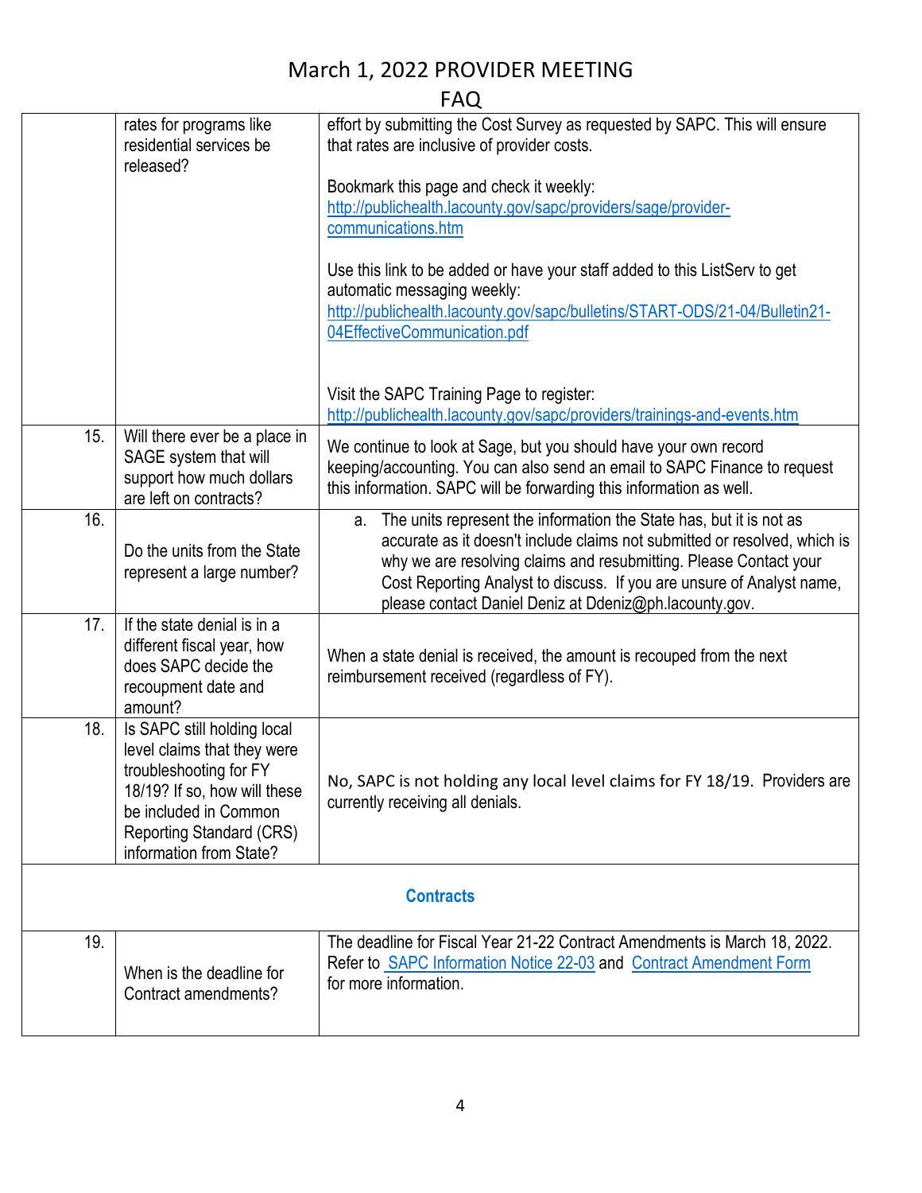# March 1, 2022 PROVIDER MEETING

## FAQ

| | | |
|---|---|---|
| | rates for programs like residential services be released? | effort by submitting the Cost Survey as requested by SAPC. This will ensure that rates are inclusive of provider costs.<br><br>Bookmark this page and check it weekly: http://publichealth.lacounty.gov/sapc/providers/sage/provider-communications.htm<br><br>Use this link to be added or have your staff added to this ListServ to get automatic messaging weekly: http://publichealth.lacounty.gov/sapc/bulletins/START-ODS/21-04/Bulletin21-04EffectiveCommunication.pdf<br><br>Visit the SAPC Training Page to register: http://publichealth.lacounty.gov/sapc/providers/trainings-and-events.htm |
| 15. | Will there ever be a place in SAGE system that will support how much dollars are left on contracts? | We continue to look at Sage, but you should have your own record keeping/accounting. You can also send an email to SAPC Finance to request this information. SAPC will be forwarding this information as well. |
| 16. | Do the units from the State represent a large number? | a. The units represent the information the State has, but it is not as accurate as it doesn't include claims not submitted or resolved, which is why we are resolving claims and resubmitting. Please Contact your Cost Reporting Analyst to discuss. If you are unsure of Analyst name, please contact Daniel Deniz at Ddeniz@ph.lacounty.gov. |
| 17. | If the state denial is in a different fiscal year, how does SAPC decide the recoupment date and amount? | When a state denial is received, the amount is recouped from the next reimbursement received (regardless of FY). |
| 18. | Is SAPC still holding local level claims that they were troubleshooting for FY 18/19? If so, how will these be included in Common Reporting Standard (CRS) information from State? | No, SAPC is not holding any local level claims for FY 18/19. Providers are currently receiving all denials. |
| | **Contracts** | |
| 19. | When is the deadline for Contract amendments? | The deadline for Fiscal Year 21-22 Contract Amendments is March 18, 2022. Refer to SAPC Information Notice 22-03 and Contract Amendment Form for more information. |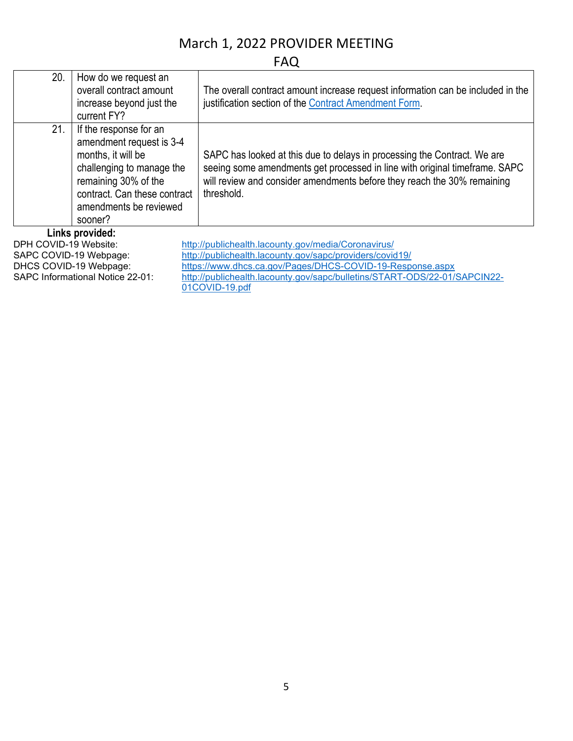# March 1, 2022 PROVIDER MEETING

## FAQ

| | | |
|---|---|---|
| 20. | How do we request an overall contract amount increase beyond just the current FY? | The overall contract amount increase request information can be included in the justification section of the Contract Amendment Form. |
| 21. | If the response for an amendment request is 3-4 months, it will be challenging to manage the remaining 30% of the contract. Can these contract amendments be reviewed sooner? | SAPC has looked at this due to delays in processing the Contract. We are seeing some amendments get processed in line with original timeframe. SAPC will review and consider amendments before they reach the 30% remaining threshold. |

**Links provided:**

DPH COVID-19 Website: http://publichealth.lacounty.gov/media/Coronavirus/

SAPC COVID-19 Webpage: http://publichealth.lacounty.gov/sapc/providers/covid19/

DHCS COVID-19 Webpage: https://www.dhcs.ca.gov/Pages/DHCS-COVID-19-Response.aspx

SAPC Informational Notice 22-01: http://publichealth.lacounty.gov/sapc/bulletins/START-ODS/22-01/SAPCIN22-01COVID-19.pdf